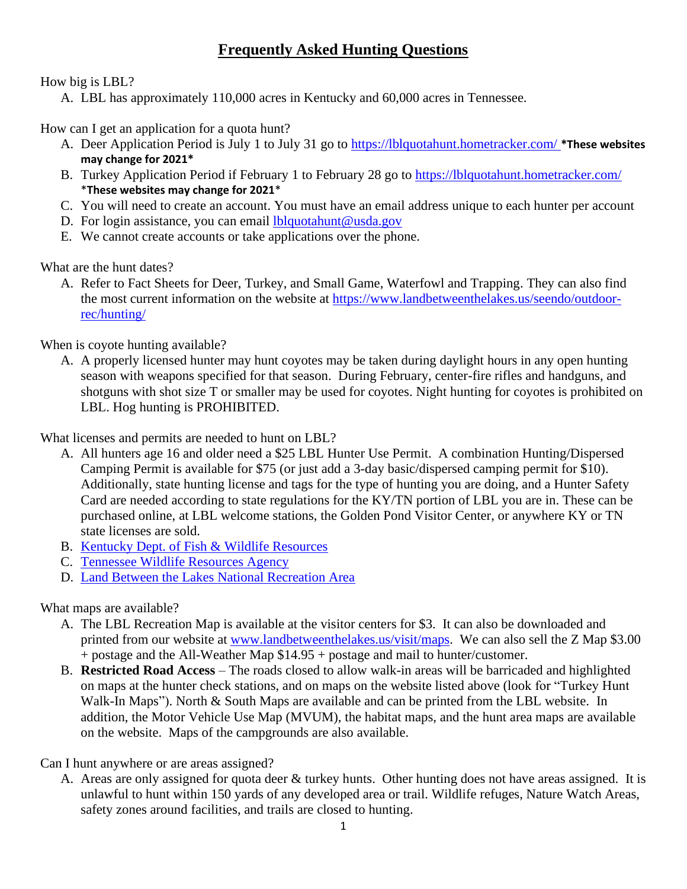# Frequently Asked Hunting Questions

How big is LBL?

A. LBL has approximately 110,000 acres in Kentucky and 60,000 acres in Tennessee.

How can I get an application for a quota hunt?

A. Deer Application Period is July 1 to July 31 go to https://lblquotahunt.hometracker.com/ **\*These websites may change for 2021\***
B. Turkey Application Period if February 1 to February 28 go to https://lblquotahunt.hometracker.com/ **\*These websites may change for 2021\***
C. You will need to create an account. You must have an email address unique to each hunter per account
D. For login assistance, you can email lblquotahunt@usda.gov
E. We cannot create accounts or take applications over the phone.

What are the hunt dates?

A. Refer to Fact Sheets for Deer, Turkey, and Small Game, Waterfowl and Trapping. They can also find the most current information on the website at https://www.landbetweenthelakes.us/seendo/outdoor-rec/hunting/

When is coyote hunting available?

A. A properly licensed hunter may hunt coyotes may be taken during daylight hours in any open hunting season with weapons specified for that season. During February, center-fire rifles and handguns, and shotguns with shot size T or smaller may be used for coyotes. Night hunting for coyotes is prohibited on LBL. Hog hunting is PROHIBITED.

What licenses and permits are needed to hunt on LBL?

A. All hunters age 16 and older need a $25 LBL Hunter Use Permit. A combination Hunting/Dispersed Camping Permit is available for $75 (or just add a 3-day basic/dispersed camping permit for $10). Additionally, state hunting license and tags for the type of hunting you are doing, and a Hunter Safety Card are needed according to state regulations for the KY/TN portion of LBL you are in. These can be purchased online, at LBL welcome stations, the Golden Pond Visitor Center, or anywhere KY or TN state licenses are sold.
B. Kentucky Dept. of Fish & Wildlife Resources
C. Tennessee Wildlife Resources Agency
D. Land Between the Lakes National Recreation Area

What maps are available?

A. The LBL Recreation Map is available at the visitor centers for $3. It can also be downloaded and printed from our website at www.landbetweenthelakes.us/visit/maps. We can also sell the Z Map $3.00 + postage and the All-Weather Map $14.95 + postage and mail to hunter/customer.
B. **Restricted Road Access** – The roads closed to allow walk-in areas will be barricaded and highlighted on maps at the hunter check stations, and on maps on the website listed above (look for "Turkey Hunt Walk-In Maps"). North & South Maps are available and can be printed from the LBL website. In addition, the Motor Vehicle Use Map (MVUM), the habitat maps, and the hunt area maps are available on the website. Maps of the campgrounds are also available.

Can I hunt anywhere or are areas assigned?

A. Areas are only assigned for quota deer & turkey hunts. Other hunting does not have areas assigned. It is unlawful to hunt within 150 yards of any developed area or trail. Wildlife refuges, Nature Watch Areas, safety zones around facilities, and trails are closed to hunting.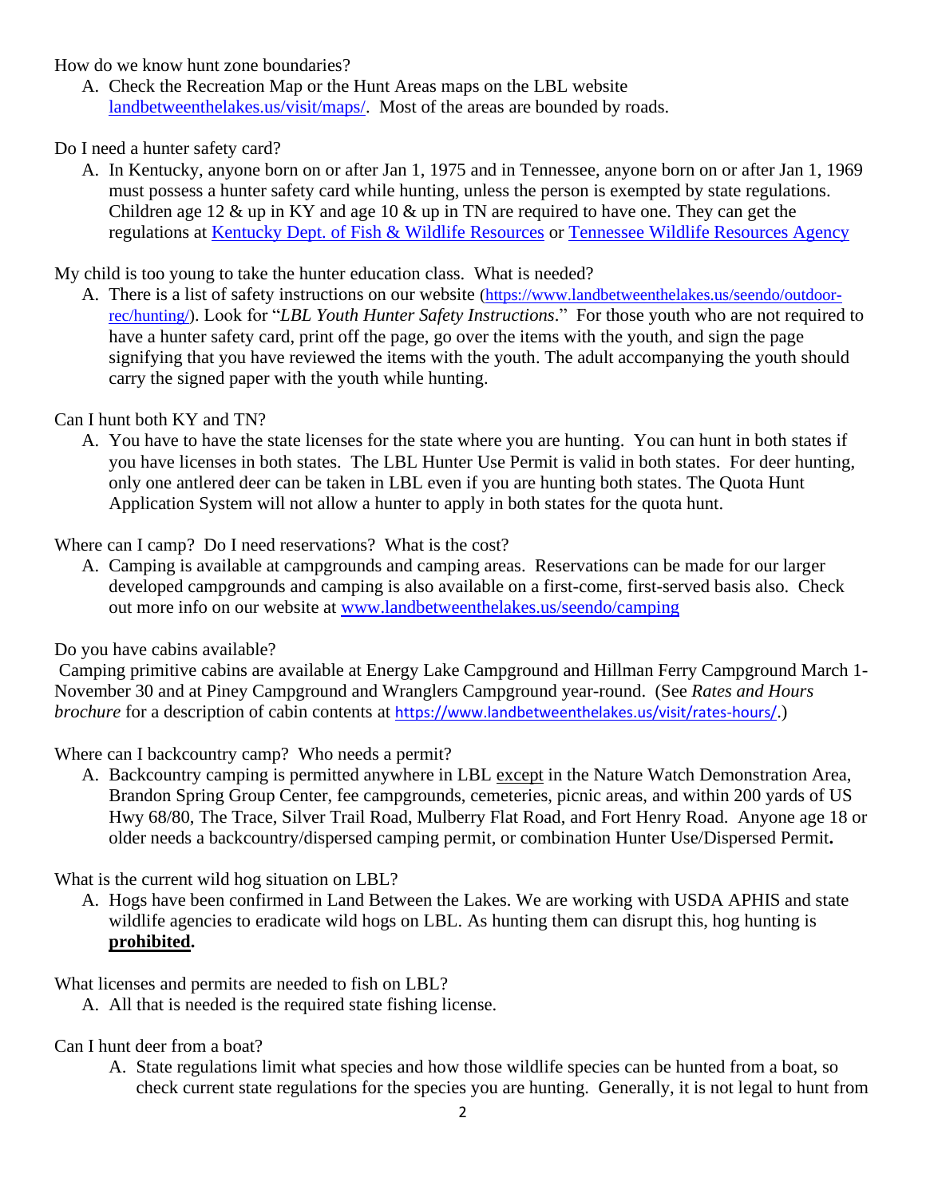How do we know hunt zone boundaries?

A. Check the Recreation Map or the Hunt Areas maps on the LBL website [landbetweenthelakes.us/visit/maps/](landbetweenthelakes.us/visit/maps/). Most of the areas are bounded by roads.

Do I need a hunter safety card?

A. In Kentucky, anyone born on or after Jan 1, 1975 and in Tennessee, anyone born on or after Jan 1, 1969 must possess a hunter safety card while hunting, unless the person is exempted by state regulations. Children age 12 & up in KY and age 10 & up in TN are required to have one. They can get the regulations at [Kentucky Dept. of Fish & Wildlife Resources]() or [Tennessee Wildlife Resources Agency]()

My child is too young to take the hunter education class. What is needed?

A. There is a list of safety instructions on our website ([https://www.landbetweenthelakes.us/seendo/outdoor-rec/hunting/](https://www.landbetweenthelakes.us/seendo/outdoor-rec/hunting/)). Look for "*LBL Youth Hunter Safety Instructions*." For those youth who are not required to have a hunter safety card, print off the page, go over the items with the youth, and sign the page signifying that you have reviewed the items with the youth. The adult accompanying the youth should carry the signed paper with the youth while hunting.

Can I hunt both KY and TN?

A. You have to have the state licenses for the state where you are hunting. You can hunt in both states if you have licenses in both states. The LBL Hunter Use Permit is valid in both states. For deer hunting, only one antlered deer can be taken in LBL even if you are hunting both states. The Quota Hunt Application System will not allow a hunter to apply in both states for the quota hunt.

Where can I camp? Do I need reservations? What is the cost?

A. Camping is available at campgrounds and camping areas. Reservations can be made for our larger developed campgrounds and camping is also available on a first-come, first-served basis also. Check out more info on our website at [www.landbetweenthelakes.us/seendo/camping](www.landbetweenthelakes.us/seendo/camping)

Do you have cabins available?

Camping primitive cabins are available at Energy Lake Campground and Hillman Ferry Campground March 1-November 30 and at Piney Campground and Wranglers Campground year-round. (See *Rates and Hours brochure* for a description of cabin contents at [https://www.landbetweenthelakes.us/visit/rates-hours/](https://www.landbetweenthelakes.us/visit/rates-hours/).)

Where can I backcountry camp? Who needs a permit?

A. Backcountry camping is permitted anywhere in LBL except in the Nature Watch Demonstration Area, Brandon Spring Group Center, fee campgrounds, cemeteries, picnic areas, and within 200 yards of US Hwy 68/80, The Trace, Silver Trail Road, Mulberry Flat Road, and Fort Henry Road. Anyone age 18 or older needs a backcountry/dispersed camping permit, or combination Hunter Use/Dispersed Permit**.**

What is the current wild hog situation on LBL?

A. Hogs have been confirmed in Land Between the Lakes. We are working with USDA APHIS and state wildlife agencies to eradicate wild hogs on LBL. As hunting them can disrupt this, hog hunting is **prohibited.**

What licenses and permits are needed to fish on LBL?

A. All that is needed is the required state fishing license.

Can I hunt deer from a boat?

A. State regulations limit what species and how those wildlife species can be hunted from a boat, so check current state regulations for the species you are hunting. Generally, it is not legal to hunt from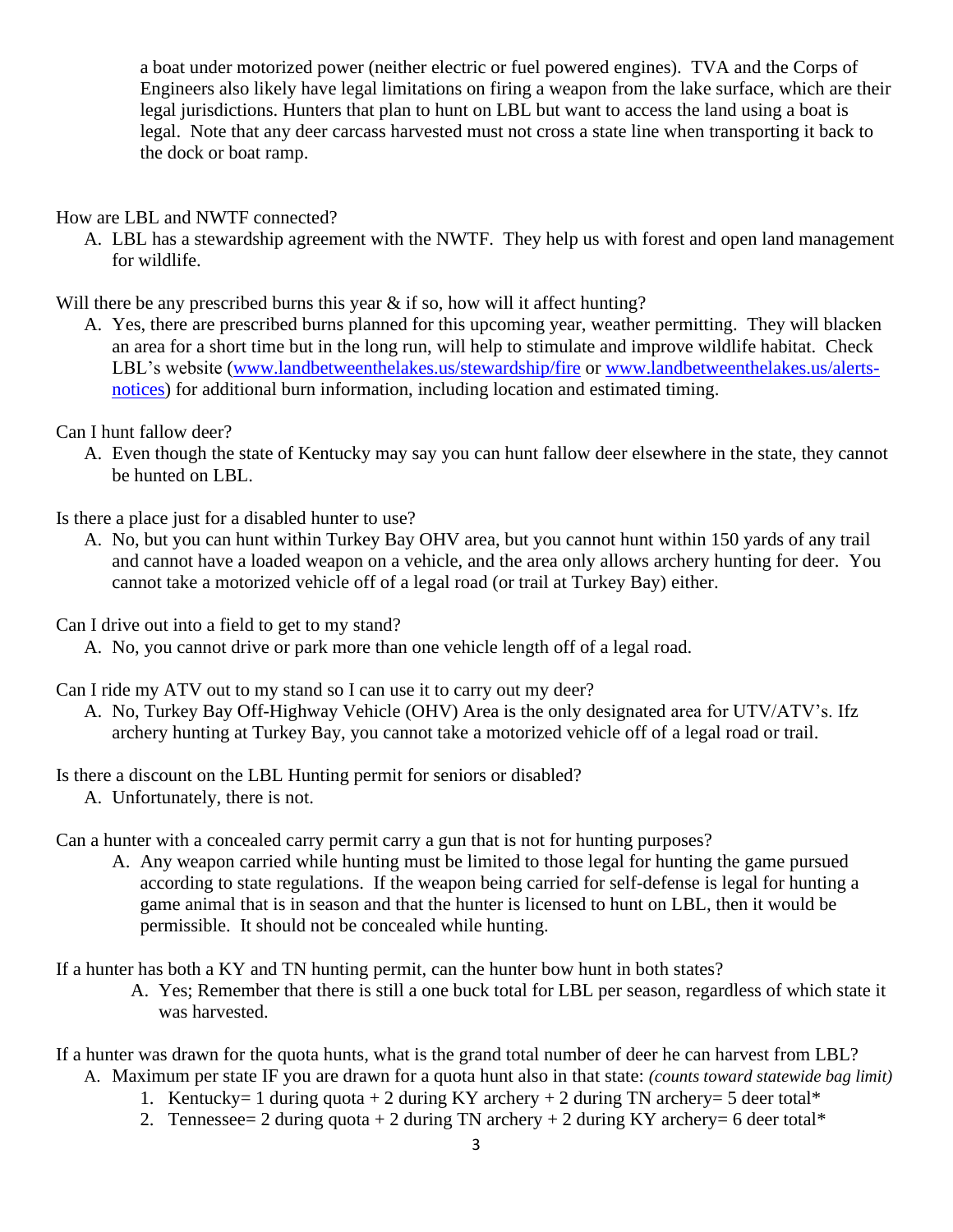a boat under motorized power (neither electric or fuel powered engines). TVA and the Corps of Engineers also likely have legal limitations on firing a weapon from the lake surface, which are their legal jurisdictions. Hunters that plan to hunt on LBL but want to access the land using a boat is legal. Note that any deer carcass harvested must not cross a state line when transporting it back to the dock or boat ramp.

How are LBL and NWTF connected?

A. LBL has a stewardship agreement with the NWTF. They help us with forest and open land management for wildlife.

Will there be any prescribed burns this year & if so, how will it affect hunting?

A. Yes, there are prescribed burns planned for this upcoming year, weather permitting. They will blacken an area for a short time but in the long run, will help to stimulate and improve wildlife habitat. Check LBL's website ([www.landbetweenthelakes.us/stewardship/fire](http://www.landbetweenthelakes.us/stewardship/fire) or [www.landbetweenthelakes.us/alerts-notices](http://www.landbetweenthelakes.us/alerts-notices)) for additional burn information, including location and estimated timing.

Can I hunt fallow deer?

A. Even though the state of Kentucky may say you can hunt fallow deer elsewhere in the state, they cannot be hunted on LBL.

Is there a place just for a disabled hunter to use?

A. No, but you can hunt within Turkey Bay OHV area, but you cannot hunt within 150 yards of any trail and cannot have a loaded weapon on a vehicle, and the area only allows archery hunting for deer. You cannot take a motorized vehicle off of a legal road (or trail at Turkey Bay) either.

Can I drive out into a field to get to my stand?

A. No, you cannot drive or park more than one vehicle length off of a legal road.

Can I ride my ATV out to my stand so I can use it to carry out my deer?

A. No, Turkey Bay Off-Highway Vehicle (OHV) Area is the only designated area for UTV/ATV's. Ifz archery hunting at Turkey Bay, you cannot take a motorized vehicle off of a legal road or trail.

Is there a discount on the LBL Hunting permit for seniors or disabled?

A. Unfortunately, there is not.

Can a hunter with a concealed carry permit carry a gun that is not for hunting purposes?

A. Any weapon carried while hunting must be limited to those legal for hunting the game pursued according to state regulations. If the weapon being carried for self-defense is legal for hunting a game animal that is in season and that the hunter is licensed to hunt on LBL, then it would be permissible. It should not be concealed while hunting.

If a hunter has both a KY and TN hunting permit, can the hunter bow hunt in both states?

A. Yes; Remember that there is still a one buck total for LBL per season, regardless of which state it was harvested.

If a hunter was drawn for the quota hunts, what is the grand total number of deer he can harvest from LBL?

A. Maximum per state IF you are drawn for a quota hunt also in that state: *(counts toward statewide bag limit)*
   1. Kentucky= 1 during quota + 2 during KY archery + 2 during TN archery= 5 deer total*
   2. Tennessee= 2 during quota + 2 during TN archery + 2 during KY archery= 6 deer total*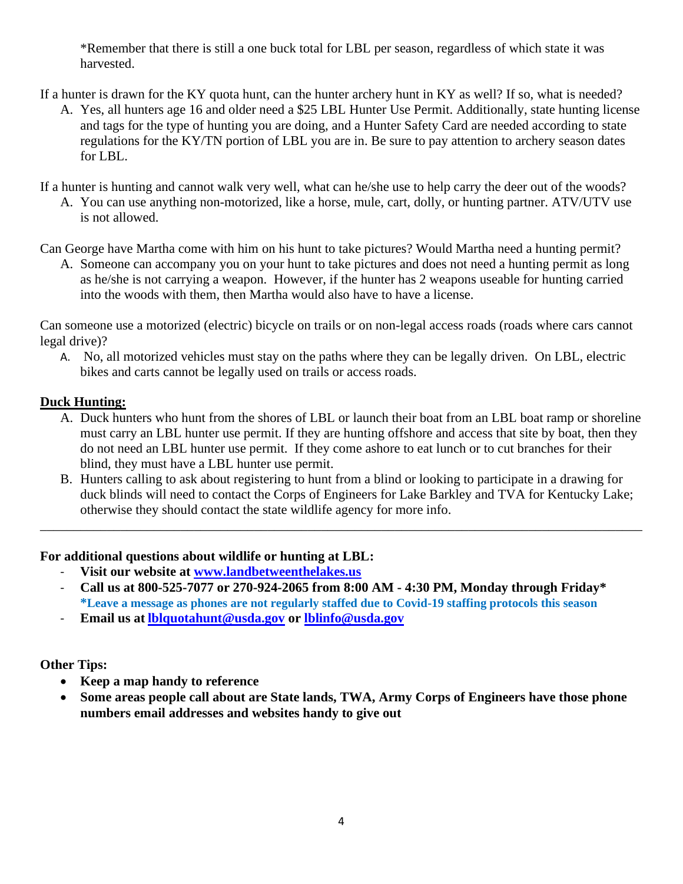*Remember that there is still a one buck total for LBL per season, regardless of which state it was harvested.

If a hunter is drawn for the KY quota hunt, can the hunter archery hunt in KY as well? If so, what is needed?

A. Yes, all hunters age 16 and older need a $25 LBL Hunter Use Permit. Additionally, state hunting license and tags for the type of hunting you are doing, and a Hunter Safety Card are needed according to state regulations for the KY/TN portion of LBL you are in. Be sure to pay attention to archery season dates for LBL.

If a hunter is hunting and cannot walk very well, what can he/she use to help carry the deer out of the woods?

A. You can use anything non-motorized, like a horse, mule, cart, dolly, or hunting partner. ATV/UTV use is not allowed.

Can George have Martha come with him on his hunt to take pictures? Would Martha need a hunting permit?

A. Someone can accompany you on your hunt to take pictures and does not need a hunting permit as long as he/she is not carrying a weapon. However, if the hunter has 2 weapons useable for hunting carried into the woods with them, then Martha would also have to have a license.

Can someone use a motorized (electric) bicycle on trails or on non-legal access roads (roads where cars cannot legal drive)?

A. No, all motorized vehicles must stay on the paths where they can be legally driven. On LBL, electric bikes and carts cannot be legally used on trails or access roads.

**Duck Hunting:**

A. Duck hunters who hunt from the shores of LBL or launch their boat from an LBL boat ramp or shoreline must carry an LBL hunter use permit. If they are hunting offshore and access that site by boat, then they do not need an LBL hunter use permit. If they come ashore to eat lunch or to cut branches for their blind, they must have a LBL hunter use permit.
B. Hunters calling to ask about registering to hunt from a blind or looking to participate in a drawing for duck blinds will need to contact the Corps of Engineers for Lake Barkley and TVA for Kentucky Lake; otherwise they should contact the state wildlife agency for more info.

---

**For additional questions about wildlife or hunting at LBL:**

- **Visit our website at www.landbetweenthelakes.us**
- **Call us at 800-525-7077 or 270-924-2065 from 8:00 AM - 4:30 PM, Monday through Friday***
  ***Leave a message as phones are not regularly staffed due to Covid-19 staffing protocols this season**
- **Email us at lblquotahunt@usda.gov or lblinfo@usda.gov**

**Other Tips:**

- **Keep a map handy to reference**
- **Some areas people call about are State lands, TWA, Army Corps of Engineers have those phone numbers email addresses and websites handy to give out**